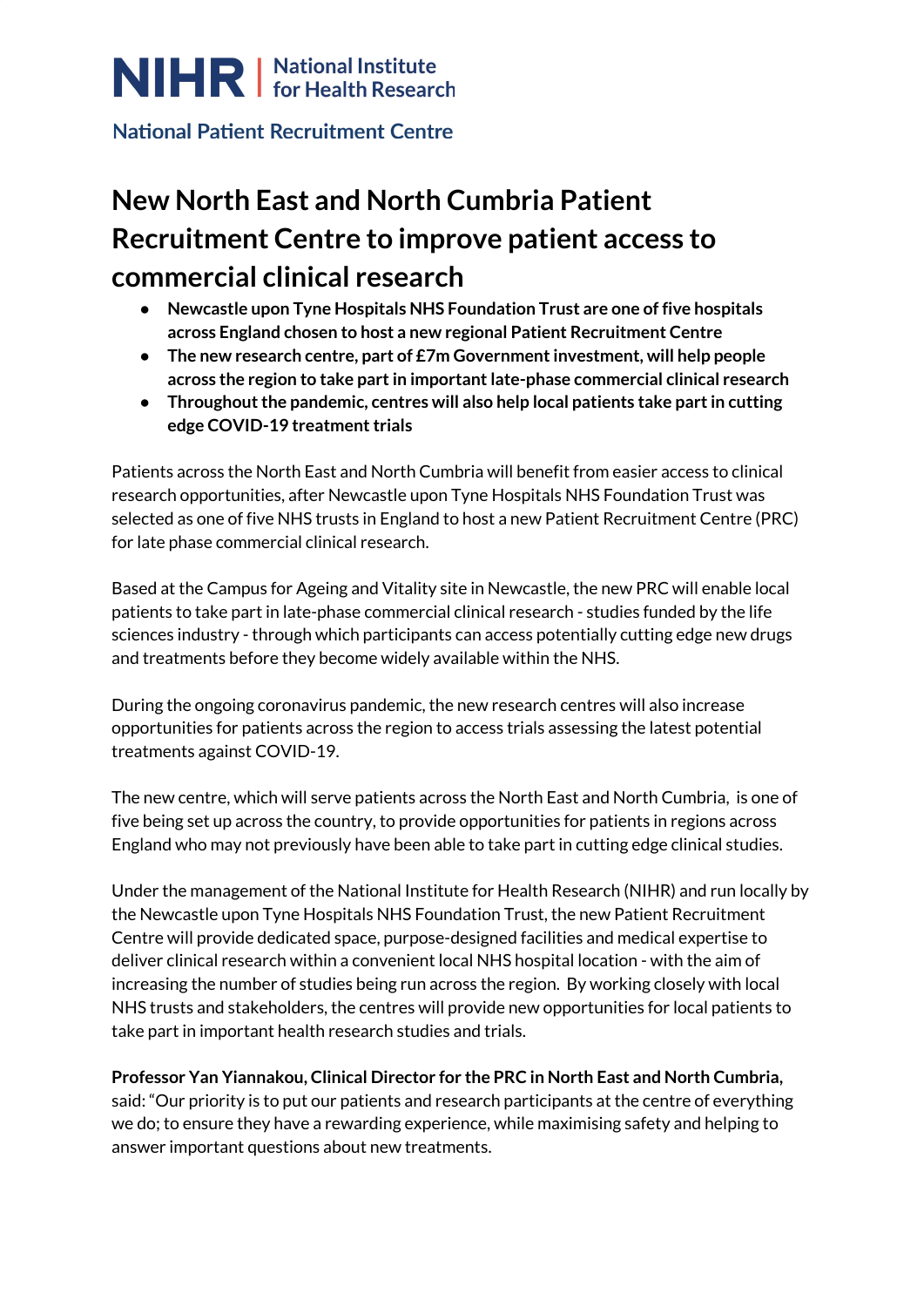NIHR | National Institute for Health Research

National Patient Recruitment Centre

# New North East and North Cumbria Patient Recruitment Centre to improve patient access to commercial clinical research

- **Newcastle upon Tyne Hospitals NHS Foundation Trust are one of five hospitals across England chosen to host a new regional Patient Recruitment Centre**
- **The new research centre, part of £7m Government investment, will help people across the region to take part in important late-phase commercial clinical research**
- **Throughout the pandemic, centres will also help local patients take part in cutting edge COVID-19 treatment trials**

Patients across the North East and North Cumbria will benefit from easier access to clinical research opportunities, after Newcastle upon Tyne Hospitals NHS Foundation Trust was selected as one of five NHS trusts in England to host a new Patient Recruitment Centre (PRC) for late phase commercial clinical research.

Based at the Campus for Ageing and Vitality site in Newcastle, the new PRC will enable local patients to take part in late-phase commercial clinical research - studies funded by the life sciences industry - through which participants can access potentially cutting edge new drugs and treatments before they become widely available within the NHS.

During the ongoing coronavirus pandemic, the new research centres will also increase opportunities for patients across the region to access trials assessing the latest potential treatments against COVID-19.

The new centre, which will serve patients across the North East and North Cumbria, is one of five being set up across the country, to provide opportunities for patients in regions across England who may not previously have been able to take part in cutting edge clinical studies.

Under the management of the National Institute for Health Research (NIHR) and run locally by the Newcastle upon Tyne Hospitals NHS Foundation Trust, the new Patient Recruitment Centre will provide dedicated space, purpose-designed facilities and medical expertise to deliver clinical research within a convenient local NHS hospital location - with the aim of increasing the number of studies being run across the region. By working closely with local NHS trusts and stakeholders, the centres will provide new opportunities for local patients to take part in important health research studies and trials.

**Professor Yan Yiannakou, Clinical Director for the PRC in North East and North Cumbria,** said: "Our priority is to put our patients and research participants at the centre of everything we do; to ensure they have a rewarding experience, while maximising safety and helping to answer important questions about new treatments.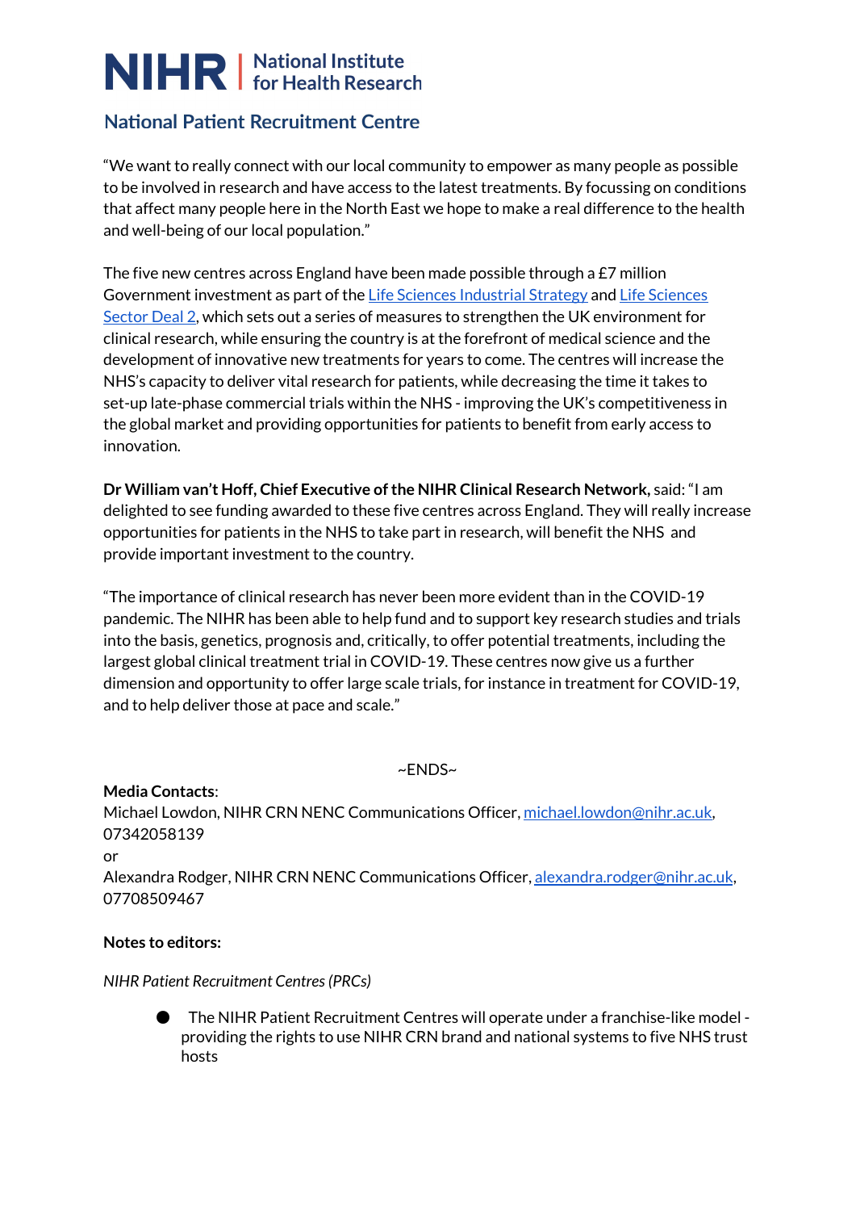“We want to really connect with our local community to empower as many people as possible to be involved in research and have access to the latest treatments. By focussing on conditions that affect many people here in the North East we hope to make a real difference to the health and well-being of our local population.”

The five new centres across England have been made possible through a £7 million Government investment as part of the Life Sciences Industrial Strategy and Life Sciences Sector Deal 2, which sets out a series of measures to strengthen the UK environment for clinical research, while ensuring the country is at the forefront of medical science and the development of innovative new treatments for years to come. The centres will increase the NHS's capacity to deliver vital research for patients, while decreasing the time it takes to set-up late-phase commercial trials within the NHS - improving the UK's competitiveness in the global market and providing opportunities for patients to benefit from early access to innovation.

**Dr William van't Hoff, Chief Executive of the NIHR Clinical Research Network,** said: “I am delighted to see funding awarded to these five centres across England. They will really increase opportunities for patients in the NHS to take part in research, will benefit the NHS and provide important investment to the country.

“The importance of clinical research has never been more evident than in the COVID-19 pandemic. The NIHR has been able to help fund and to support key research studies and trials into the basis, genetics, prognosis and, critically, to offer potential treatments, including the largest global clinical treatment trial in COVID-19. These centres now give us a further dimension and opportunity to offer large scale trials, for instance in treatment for COVID-19, and to help deliver those at pace and scale.”

~ENDS~

**Media Contacts**:
Michael Lowdon, NIHR CRN NENC Communications Officer, michael.lowdon@nihr.ac.uk, 07342058139
or
Alexandra Rodger, NIHR CRN NENC Communications Officer, alexandra.rodger@nihr.ac.uk, 07708509467

**Notes to editors:**

*NIHR Patient Recruitment Centres (PRCs)*

- The NIHR Patient Recruitment Centres will operate under a franchise-like model - providing the rights to use NIHR CRN brand and national systems to five NHS trust hosts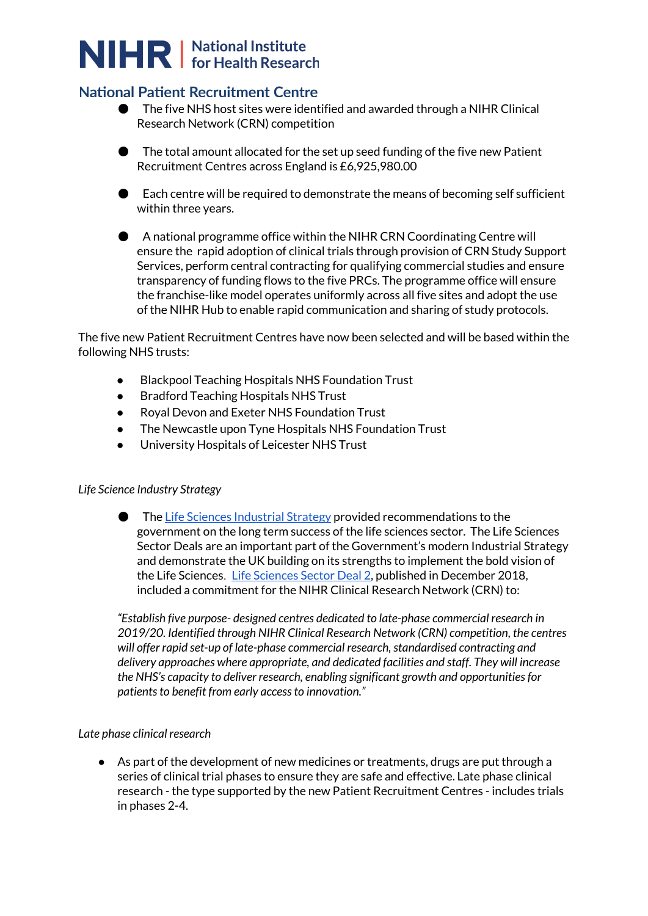# NIHR | National Institute for Health Research

## National Patient Recruitment Centre

- The five NHS host sites were identified and awarded through a NIHR Clinical Research Network (CRN) competition

- The total amount allocated for the set up seed funding of the five new Patient Recruitment Centres across England is £6,925,980.00

- Each centre will be required to demonstrate the means of becoming self sufficient within three years.

- A national programme office within the NIHR CRN Coordinating Centre will ensure the rapid adoption of clinical trials through provision of CRN Study Support Services, perform central contracting for qualifying commercial studies and ensure transparency of funding flows to the five PRCs. The programme office will ensure the franchise-like model operates uniformly across all five sites and adopt the use of the NIHR Hub to enable rapid communication and sharing of study protocols.

The five new Patient Recruitment Centres have now been selected and will be based within the following NHS trusts:

- Blackpool Teaching Hospitals NHS Foundation Trust
- Bradford Teaching Hospitals NHS Trust
- Royal Devon and Exeter NHS Foundation Trust
- The Newcastle upon Tyne Hospitals NHS Foundation Trust
- University Hospitals of Leicester NHS Trust

*Life Science Industry Strategy*

- The [Life Sciences Industrial Strategy]() provided recommendations to the government on the long term success of the life sciences sector. The Life Sciences Sector Deals are an important part of the Government's modern Industrial Strategy and demonstrate the UK building on its strengths to implement the bold vision of the Life Sciences. [Life Sciences Sector Deal 2](), published in December 2018, included a commitment for the NIHR Clinical Research Network (CRN) to:

  *"Establish five purpose- designed centres dedicated to late-phase commercial research in 2019/20. Identified through NIHR Clinical Research Network (CRN) competition, the centres will offer rapid set-up of late-phase commercial research, standardised contracting and delivery approaches where appropriate, and dedicated facilities and staff. They will increase the NHS's capacity to deliver research, enabling significant growth and opportunities for patients to benefit from early access to innovation."*

*Late phase clinical research*

- As part of the development of new medicines or treatments, drugs are put through a series of clinical trial phases to ensure they are safe and effective. Late phase clinical research - the type supported by the new Patient Recruitment Centres - includes trials in phases 2-4.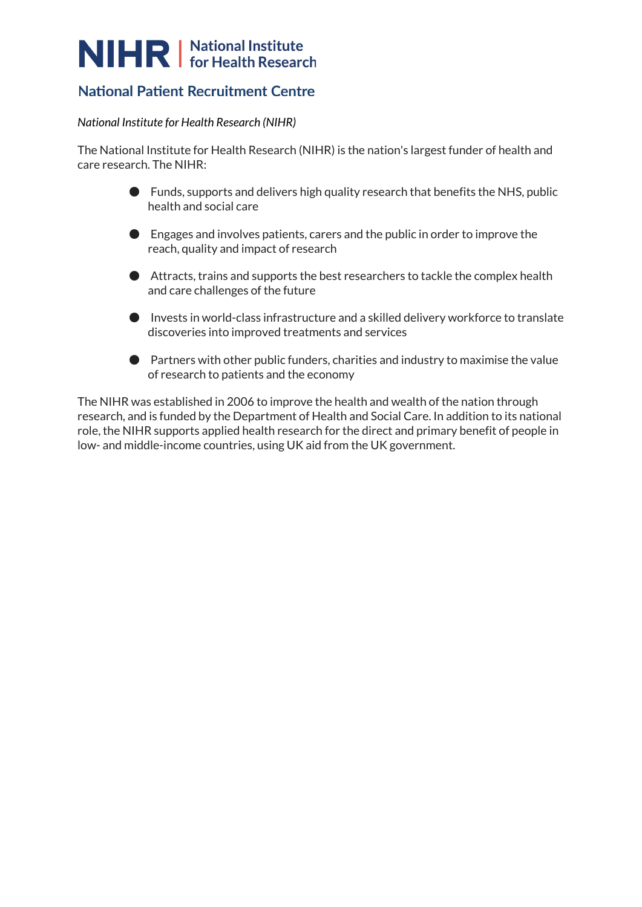# NIHR | National Institute for Health Research

## National Patient Recruitment Centre

*National Institute for Health Research (NIHR)*

The National Institute for Health Research (NIHR) is the nation's largest funder of health and care research. The NIHR:

- Funds, supports and delivers high quality research that benefits the NHS, public health and social care
- Engages and involves patients, carers and the public in order to improve the reach, quality and impact of research
- Attracts, trains and supports the best researchers to tackle the complex health and care challenges of the future
- Invests in world-class infrastructure and a skilled delivery workforce to translate discoveries into improved treatments and services
- Partners with other public funders, charities and industry to maximise the value of research to patients and the economy

The NIHR was established in 2006 to improve the health and wealth of the nation through research, and is funded by the Department of Health and Social Care. In addition to its national role, the NIHR supports applied health research for the direct and primary benefit of people in low- and middle-income countries, using UK aid from the UK government.